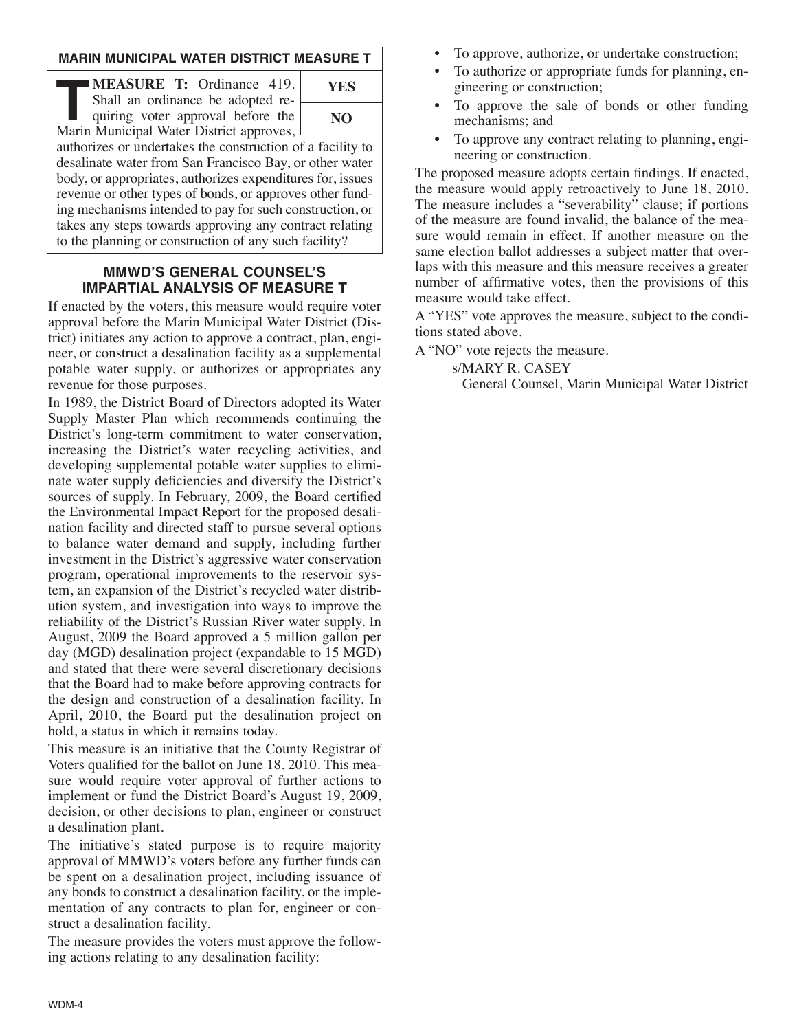## MARIN MUNICIPAL WATER DISTRICT MEASURE T

**MEASURE T:** Ordinance 419. Shall an ordinance be adopted requiring voter approval before the Marin Municipal Water District approves, authorizes or undertakes the construction of a facility to desalinate water from San Francisco Bay, or other water body, or appropriates, authorizes expenditures for, issues revenue or other types of bonds, or approves other funding mechanisms intended to pay for such construction, or takes any steps towards approving any contract relating to the planning or construction of any such facility?

| YES |
|---|
| NO |

### MMWD'S GENERAL COUNSEL'S IMPARTIAL ANALYSIS OF MEASURE T

If enacted by the voters, this measure would require voter approval before the Marin Municipal Water District (District) initiates any action to approve a contract, plan, engineer, or construct a desalination facility as a supplemental potable water supply, or authorizes or appropriates any revenue for those purposes.

In 1989, the District Board of Directors adopted its Water Supply Master Plan which recommends continuing the District's long-term commitment to water conservation, increasing the District's water recycling activities, and developing supplemental potable water supplies to eliminate water supply deficiencies and diversify the District's sources of supply. In February, 2009, the Board certified the Environmental Impact Report for the proposed desalination facility and directed staff to pursue several options to balance water demand and supply, including further investment in the District's aggressive water conservation program, operational improvements to the reservoir system, an expansion of the District's recycled water distribution system, and investigation into ways to improve the reliability of the District's Russian River water supply. In August, 2009 the Board approved a 5 million gallon per day (MGD) desalination project (expandable to 15 MGD) and stated that there were several discretionary decisions that the Board had to make before approving contracts for the design and construction of a desalination facility. In April, 2010, the Board put the desalination project on hold, a status in which it remains today.

This measure is an initiative that the County Registrar of Voters qualified for the ballot on June 18, 2010. This measure would require voter approval of further actions to implement or fund the District Board's August 19, 2009, decision, or other decisions to plan, engineer or construct a desalination plant.

The initiative's stated purpose is to require majority approval of MMWD's voters before any further funds can be spent on a desalination project, including issuance of any bonds to construct a desalination facility, or the implementation of any contracts to plan for, engineer or construct a desalination facility.

The measure provides the voters must approve the following actions relating to any desalination facility:

- To approve, authorize, or undertake construction;
- To authorize or appropriate funds for planning, engineering or construction;
- To approve the sale of bonds or other funding mechanisms; and
- To approve any contract relating to planning, engineering or construction.

The proposed measure adopts certain findings. If enacted, the measure would apply retroactively to June 18, 2010. The measure includes a "severability" clause; if portions of the measure are found invalid, the balance of the measure would remain in effect. If another measure on the same election ballot addresses a subject matter that overlaps with this measure and this measure receives a greater number of affirmative votes, then the provisions of this measure would take effect.

A "YES" vote approves the measure, subject to the conditions stated above.

A "NO" vote rejects the measure.

s/MARY R. CASEY
General Counsel, Marin Municipal Water District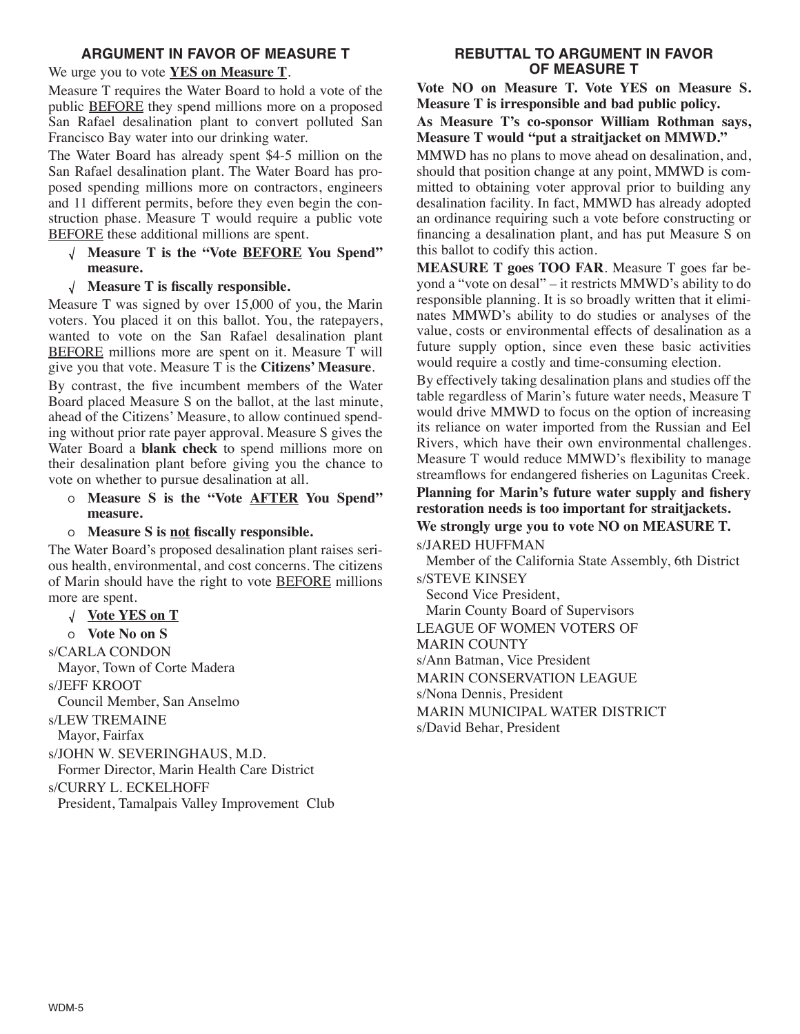## ARGUMENT IN FAVOR OF MEASURE T

We urge you to vote **YES on Measure T**.

Measure T requires the Water Board to hold a vote of the public BEFORE they spend millions more on a proposed San Rafael desalination plant to convert polluted San Francisco Bay water into our drinking water.

The Water Board has already spent $4-5 million on the San Rafael desalination plant. The Water Board has proposed spending millions more on contractors, engineers and 11 different permits, before they even begin the construction phase. Measure T would require a public vote BEFORE these additional millions are spent.

- √ **Measure T is the "Vote BEFORE You Spend" measure.**
- √ **Measure T is fiscally responsible.**

Measure T was signed by over 15,000 of you, the Marin voters. You placed it on this ballot. You, the ratepayers, wanted to vote on the San Rafael desalination plant BEFORE millions more are spent on it. Measure T will give you that vote. Measure T is the **Citizens' Measure**.

By contrast, the five incumbent members of the Water Board placed Measure S on the ballot, at the last minute, ahead of the Citizens' Measure, to allow continued spending without prior rate payer approval. Measure S gives the Water Board a **blank check** to spend millions more on their desalination plant before giving you the chance to vote on whether to pursue desalination at all.

- o **Measure S is the "Vote AFTER You Spend" measure.**
- o **Measure S is not fiscally responsible.**

The Water Board's proposed desalination plant raises serious health, environmental, and cost concerns. The citizens of Marin should have the right to vote BEFORE millions more are spent.

- √ **Vote YES on T**
- o **Vote No on S**

s/CARLA CONDON
Mayor, Town of Corte Madera

s/JEFF KROOT
Council Member, San Anselmo

s/LEW TREMAINE
Mayor, Fairfax

s/JOHN W. SEVERINGHAUS, M.D.
Former Director, Marin Health Care District

s/CURRY L. ECKELHOFF
President, Tamalpais Valley Improvement Club

## REBUTTAL TO ARGUMENT IN FAVOR OF MEASURE T

**Vote NO on Measure T. Vote YES on Measure S. Measure T is irresponsible and bad public policy.**

**As Measure T's co-sponsor William Rothman says, Measure T would "put a straitjacket on MMWD."**

MMWD has no plans to move ahead on desalination, and, should that position change at any point, MMWD is committed to obtaining voter approval prior to building any desalination facility. In fact, MMWD has already adopted an ordinance requiring such a vote before constructing or financing a desalination plant, and has put Measure S on this ballot to codify this action.

**MEASURE T goes TOO FAR**. Measure T goes far beyond a "vote on desal" – it restricts MMWD's ability to do responsible planning. It is so broadly written that it eliminates MMWD's ability to do studies or analyses of the value, costs or environmental effects of desalination as a future supply option, since even these basic activities would require a costly and time-consuming election.

By effectively taking desalination plans and studies off the table regardless of Marin's future water needs, Measure T would drive MMWD to focus on the option of increasing its reliance on water imported from the Russian and Eel Rivers, which have their own environmental challenges. Measure T would reduce MMWD's flexibility to manage streamflows for endangered fisheries on Lagunitas Creek.

**Planning for Marin's future water supply and fishery restoration needs is too important for straitjackets.**

**We strongly urge you to vote NO on MEASURE T.**

s/JARED HUFFMAN
Member of the California State Assembly, 6th District

s/STEVE KINSEY
Second Vice President,
Marin County Board of Supervisors

LEAGUE OF WOMEN VOTERS OF MARIN COUNTY
s/Ann Batman, Vice President

MARIN CONSERVATION LEAGUE
s/Nona Dennis, President

MARIN MUNICIPAL WATER DISTRICT
s/David Behar, President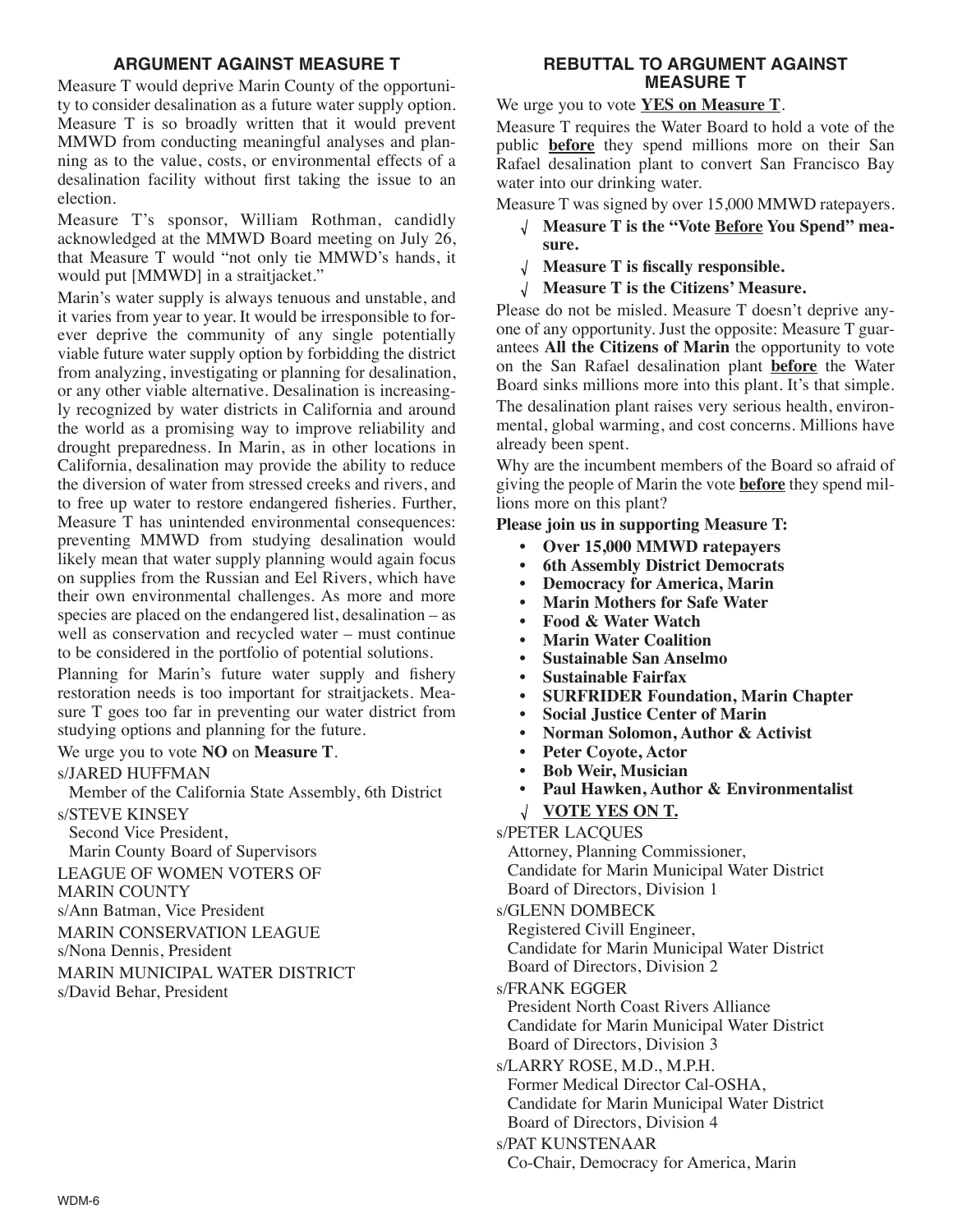## ARGUMENT AGAINST MEASURE T

Measure T would deprive Marin County of the opportunity to consider desalination as a future water supply option. Measure T is so broadly written that it would prevent MMWD from conducting meaningful analyses and planning as to the value, costs, or environmental effects of a desalination facility without first taking the issue to an election.

Measure T's sponsor, William Rothman, candidly acknowledged at the MMWD Board meeting on July 26, that Measure T would "not only tie MMWD's hands, it would put [MMWD] in a straitjacket."

Marin's water supply is always tenuous and unstable, and it varies from year to year. It would be irresponsible to forever deprive the community of any single potentially viable future water supply option by forbidding the district from analyzing, investigating or planning for desalination, or any other viable alternative. Desalination is increasingly recognized by water districts in California and around the world as a promising way to improve reliability and drought preparedness. In Marin, as in other locations in California, desalination may provide the ability to reduce the diversion of water from stressed creeks and rivers, and to free up water to restore endangered fisheries. Further, Measure T has unintended environmental consequences: preventing MMWD from studying desalination would likely mean that water supply planning would again focus on supplies from the Russian and Eel Rivers, which have their own environmental challenges. As more and more species are placed on the endangered list, desalination – as well as conservation and recycled water – must continue to be considered in the portfolio of potential solutions.

Planning for Marin's future water supply and fishery restoration needs is too important for straitjackets. Measure T goes too far in preventing our water district from studying options and planning for the future.

We urge you to vote **NO** on **Measure T**.

s/JARED HUFFMAN
Member of the California State Assembly, 6th District

s/STEVE KINSEY
Second Vice President,
Marin County Board of Supervisors

LEAGUE OF WOMEN VOTERS OF MARIN COUNTY
s/Ann Batman, Vice President

MARIN CONSERVATION LEAGUE
s/Nona Dennis, President

MARIN MUNICIPAL WATER DISTRICT
s/David Behar, President

## REBUTTAL TO ARGUMENT AGAINST MEASURE T

We urge you to vote **YES on Measure T**.

Measure T requires the Water Board to hold a vote of the public **before** they spend millions more on their San Rafael desalination plant to convert San Francisco Bay water into our drinking water.

Measure T was signed by over 15,000 MMWD ratepayers.

- √ **Measure T is the "Vote Before You Spend" measure.**
- √ **Measure T is fiscally responsible.**
- √ **Measure T is the Citizens' Measure.**

Please do not be misled. Measure T doesn't deprive anyone of any opportunity. Just the opposite: Measure T guarantees **All the Citizens of Marin** the opportunity to vote on the San Rafael desalination plant **before** the Water Board sinks millions more into this plant. It's that simple.

The desalination plant raises very serious health, environmental, global warming, and cost concerns. Millions have already been spent.

Why are the incumbent members of the Board so afraid of giving the people of Marin the vote **before** they spend millions more on this plant?

**Please join us in supporting Measure T:**

- **Over 15,000 MMWD ratepayers**
- **6th Assembly District Democrats**
- **Democracy for America, Marin**
- **Marin Mothers for Safe Water**
- **Food & Water Watch**
- **Marin Water Coalition**
- **Sustainable San Anselmo**
- **Sustainable Fairfax**
- **SURFRIDER Foundation, Marin Chapter**
- **Social Justice Center of Marin**
- **Norman Solomon, Author & Activist**
- **Peter Coyote, Actor**
- **Bob Weir, Musician**
- **Paul Hawken, Author & Environmentalist**

√ **VOTE YES ON T.**

s/PETER LACQUES
Attorney, Planning Commissioner,
Candidate for Marin Municipal Water District Board of Directors, Division 1

s/GLENN DOMBECK
Registered Civill Engineer,
Candidate for Marin Municipal Water District Board of Directors, Division 2

s/FRANK EGGER
President North Coast Rivers Alliance
Candidate for Marin Municipal Water District Board of Directors, Division 3

s/LARRY ROSE, M.D., M.P.H.
Former Medical Director Cal-OSHA,
Candidate for Marin Municipal Water District Board of Directors, Division 4

s/PAT KUNSTENAAR
Co-Chair, Democracy for America, Marin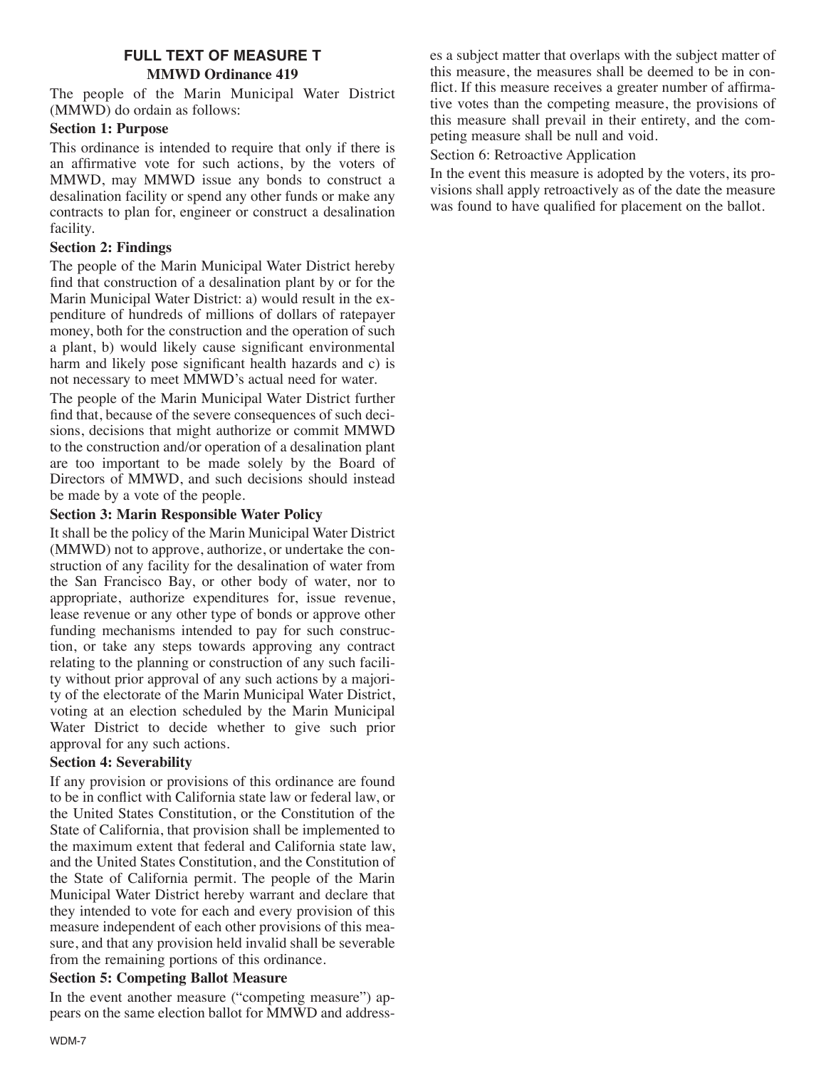# FULL TEXT OF MEASURE T

**MMWD Ordinance 419**

The people of the Marin Municipal Water District (MMWD) do ordain as follows:

**Section 1: Purpose**

This ordinance is intended to require that only if there is an affirmative vote for such actions, by the voters of MMWD, may MMWD issue any bonds to construct a desalination facility or spend any other funds or make any contracts to plan for, engineer or construct a desalination facility.

**Section 2: Findings**

The people of the Marin Municipal Water District hereby find that construction of a desalination plant by or for the Marin Municipal Water District: a) would result in the expenditure of hundreds of millions of dollars of ratepayer money, both for the construction and the operation of such a plant, b) would likely cause significant environmental harm and likely pose significant health hazards and c) is not necessary to meet MMWD's actual need for water.

The people of the Marin Municipal Water District further find that, because of the severe consequences of such decisions, decisions that might authorize or commit MMWD to the construction and/or operation of a desalination plant are too important to be made solely by the Board of Directors of MMWD, and such decisions should instead be made by a vote of the people.

**Section 3: Marin Responsible Water Policy**

It shall be the policy of the Marin Municipal Water District (MMWD) not to approve, authorize, or undertake the construction of any facility for the desalination of water from the San Francisco Bay, or other body of water, nor to appropriate, authorize expenditures for, issue revenue, lease revenue or any other type of bonds or approve other funding mechanisms intended to pay for such construction, or take any steps towards approving any contract relating to the planning or construction of any such facility without prior approval of any such actions by a majority of the electorate of the Marin Municipal Water District, voting at an election scheduled by the Marin Municipal Water District to decide whether to give such prior approval for any such actions.

**Section 4: Severability**

If any provision or provisions of this ordinance are found to be in conflict with California state law or federal law, or the United States Constitution, or the Constitution of the State of California, that provision shall be implemented to the maximum extent that federal and California state law, and the United States Constitution, and the Constitution of the State of California permit. The people of the Marin Municipal Water District hereby warrant and declare that they intended to vote for each and every provision of this measure independent of each other provisions of this measure, and that any provision held invalid shall be severable from the remaining portions of this ordinance.

**Section 5: Competing Ballot Measure**

In the event another measure ("competing measure") appears on the same election ballot for MMWD and addresses a subject matter that overlaps with the subject matter of this measure, the measures shall be deemed to be in conflict. If this measure receives a greater number of affirmative votes than the competing measure, the provisions of this measure shall prevail in their entirety, and the competing measure shall be null and void.

Section 6: Retroactive Application

In the event this measure is adopted by the voters, its provisions shall apply retroactively as of the date the measure was found to have qualified for placement on the ballot.